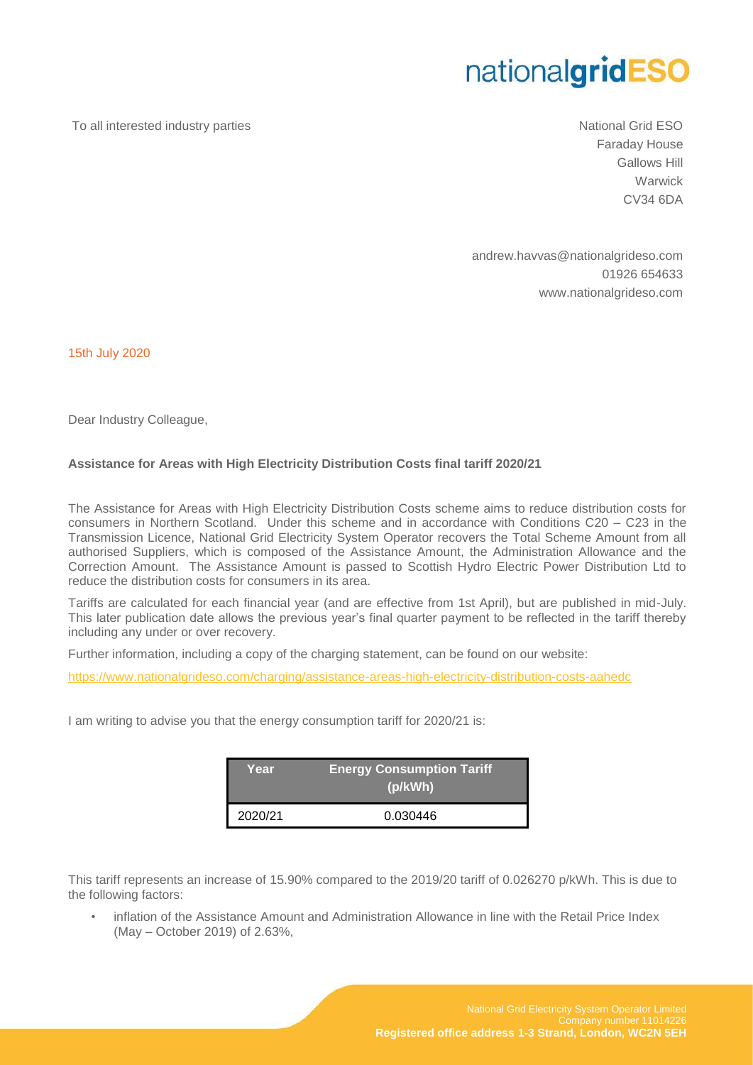nationalgridESO

To all interested industry parties

National Grid ESO
Faraday House
Gallows Hill
Warwick
CV34 6DA

andrew.havvas@nationalgrideso.com
01926 654633
www.nationalgrideso.com

15th July 2020

Dear Industry Colleague,

**Assistance for Areas with High Electricity Distribution Costs final tariff 2020/21**

The Assistance for Areas with High Electricity Distribution Costs scheme aims to reduce distribution costs for consumers in Northern Scotland. Under this scheme and in accordance with Conditions C20 – C23 in the Transmission Licence, National Grid Electricity System Operator recovers the Total Scheme Amount from all authorised Suppliers, which is composed of the Assistance Amount, the Administration Allowance and the Correction Amount. The Assistance Amount is passed to Scottish Hydro Electric Power Distribution Ltd to reduce the distribution costs for consumers in its area.

Tariffs are calculated for each financial year (and are effective from 1st April), but are published in mid-July. This later publication date allows the previous year's final quarter payment to be reflected in the tariff thereby including any under or over recovery.

Further information, including a copy of the charging statement, can be found on our website:

https://www.nationalgrideso.com/charging/assistance-areas-high-electricity-distribution-costs-aahedc

I am writing to advise you that the energy consumption tariff for 2020/21 is:

| Year | Energy Consumption Tariff (p/kWh) |
|---|---|
| 2020/21 | 0.030446 |

This tariff represents an increase of 15.90% compared to the 2019/20 tariff of 0.026270 p/kWh. This is due to the following factors:

- inflation of the Assistance Amount and Administration Allowance in line with the Retail Price Index (May – October 2019) of 2.63%,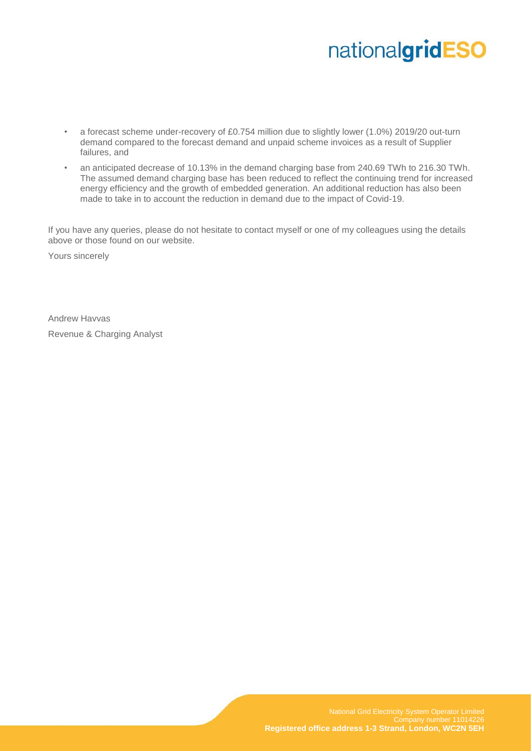- a forecast scheme under-recovery of £0.754 million due to slightly lower (1.0%) 2019/20 out-turn demand compared to the forecast demand and unpaid scheme invoices as a result of Supplier failures, and
- an anticipated decrease of 10.13% in the demand charging base from 240.69 TWh to 216.30 TWh. The assumed demand charging base has been reduced to reflect the continuing trend for increased energy efficiency and the growth of embedded generation. An additional reduction has also been made to take in to account the reduction in demand due to the impact of Covid-19.

If you have any queries, please do not hesitate to contact myself or one of my colleagues using the details above or those found on our website.

Yours sincerely

Andrew Havvas

Revenue & Charging Analyst